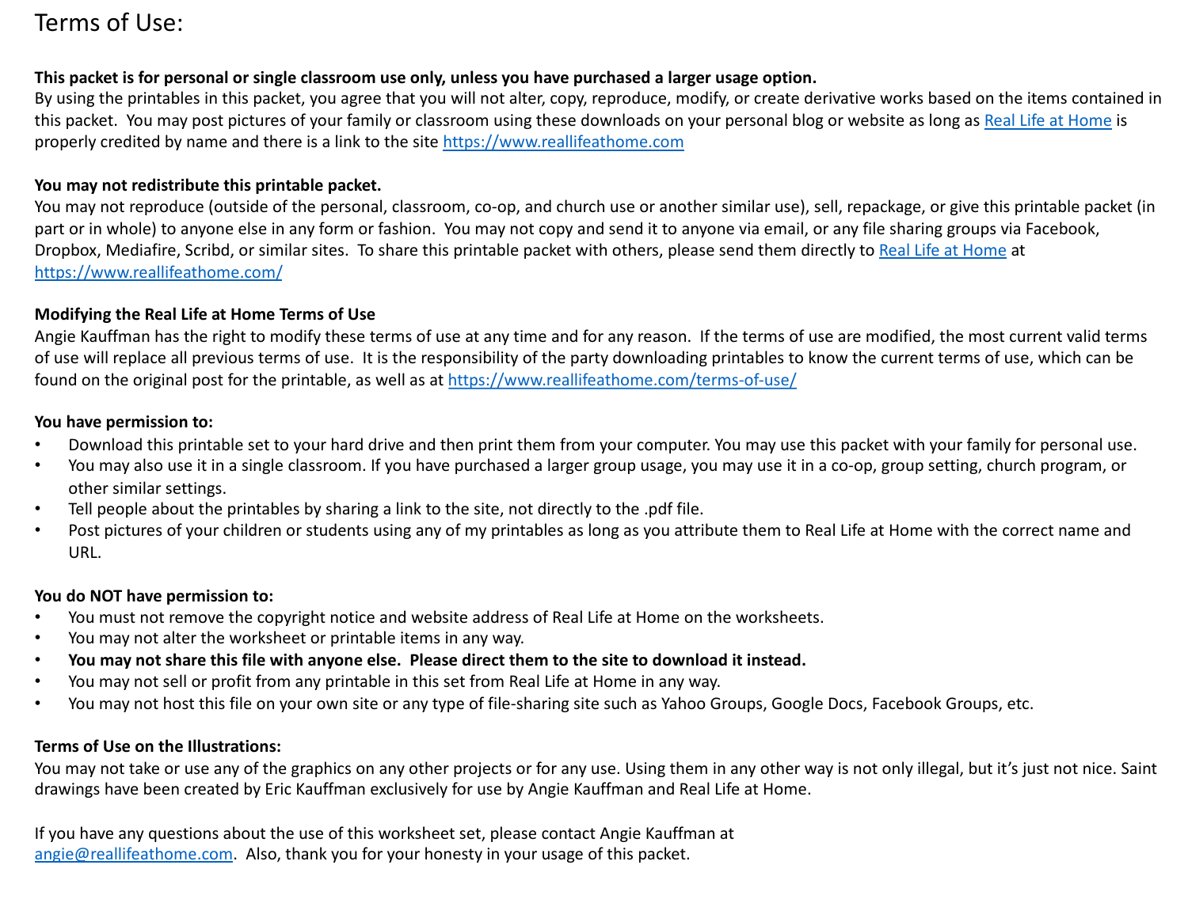# Terms of Use:

**This packet is for personal or single classroom use only, unless you have purchased a larger usage option.**
By using the printables in this packet, you agree that you will not alter, copy, reproduce, modify, or create derivative works based on the items contained in this packet. You may post pictures of your family or classroom using these downloads on your personal blog or website as long as [Real Life at Home](https://www.reallifeathome.com) is properly credited by name and there is a link to the site [https://www.reallifeathome.com](https://www.reallifeathome.com)

**You may not redistribute this printable packet.**
You may not reproduce (outside of the personal, classroom, co-op, and church use or another similar use), sell, repackage, or give this printable packet (in part or in whole) to anyone else in any form or fashion. You may not copy and send it to anyone via email, or any file sharing groups via Facebook, Dropbox, Mediafire, Scribd, or similar sites. To share this printable packet with others, please send them directly to [Real Life at Home](https://www.reallifeathome.com/) at [https://www.reallifeathome.com/](https://www.reallifeathome.com/)

**Modifying the Real Life at Home Terms of Use**
Angie Kauffman has the right to modify these terms of use at any time and for any reason. If the terms of use are modified, the most current valid terms of use will replace all previous terms of use. It is the responsibility of the party downloading printables to know the current terms of use, which can be found on the original post for the printable, as well as at [https://www.reallifeathome.com/terms-of-use/](https://www.reallifeathome.com/terms-of-use/)

**You have permission to:**
- Download this printable set to your hard drive and then print them from your computer. You may use this packet with your family for personal use.
- You may also use it in a single classroom. If you have purchased a larger group usage, you may use it in a co-op, group setting, church program, or other similar settings.
- Tell people about the printables by sharing a link to the site, not directly to the .pdf file.
- Post pictures of your children or students using any of my printables as long as you attribute them to Real Life at Home with the correct name and URL.

**You do NOT have permission to:**
- You must not remove the copyright notice and website address of Real Life at Home on the worksheets.
- You may not alter the worksheet or printable items in any way.
- **You may not share this file with anyone else. Please direct them to the site to download it instead.**
- You may not sell or profit from any printable in this set from Real Life at Home in any way.
- You may not host this file on your own site or any type of file-sharing site such as Yahoo Groups, Google Docs, Facebook Groups, etc.

**Terms of Use on the Illustrations:**
You may not take or use any of the graphics on any other projects or for any use. Using them in any other way is not only illegal, but it's just not nice. Saint drawings have been created by Eric Kauffman exclusively for use by Angie Kauffman and Real Life at Home.

If you have any questions about the use of this worksheet set, please contact Angie Kauffman at [angie@reallifeathome.com](mailto:angie@reallifeathome.com). Also, thank you for your honesty in your usage of this packet.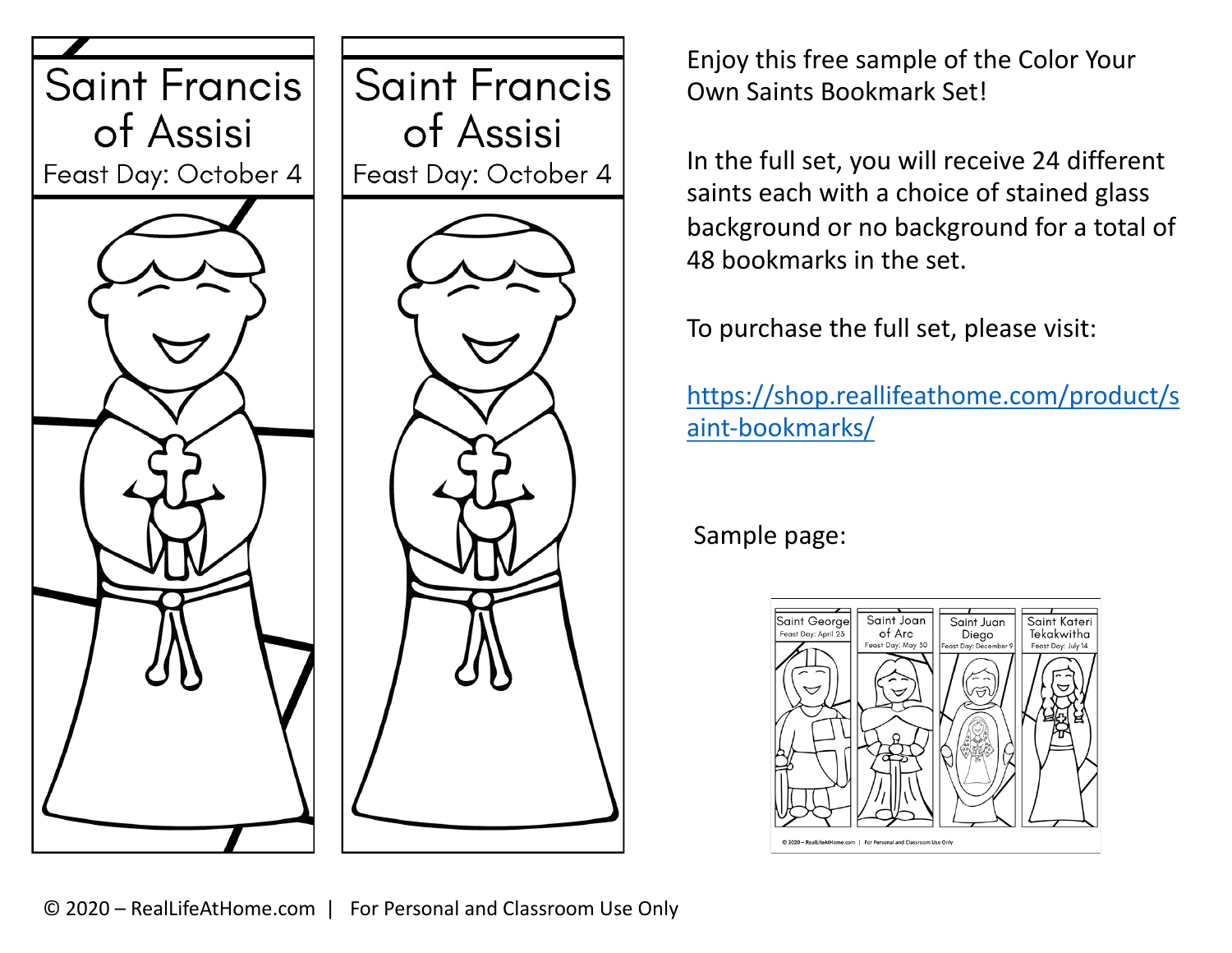Saint Francis of Assisi

Feast Day: October 4

Saint Francis of Assisi

Feast Day: October 4

Enjoy this free sample of the Color Your Own Saints Bookmark Set!

In the full set, you will receive 24 different saints each with a choice of stained glass background or no background for a total of 48 bookmarks in the set.

To purchase the full set, please visit:

https://shop.reallifeathome.com/product/saint-bookmarks/

Sample page:

Saint George
Feast Day: April 23

Saint Joan of Arc
Feast Day: May 30

Saint Juan Diego
Feast Day: December 9

Saint Kateri Tekakwitha
Feast Day: July 14

© 2020 – RealLifeAtHome.com | For Personal and Classroom Use Only

© 2020 – RealLifeAtHome.com | For Personal and Classroom Use Only